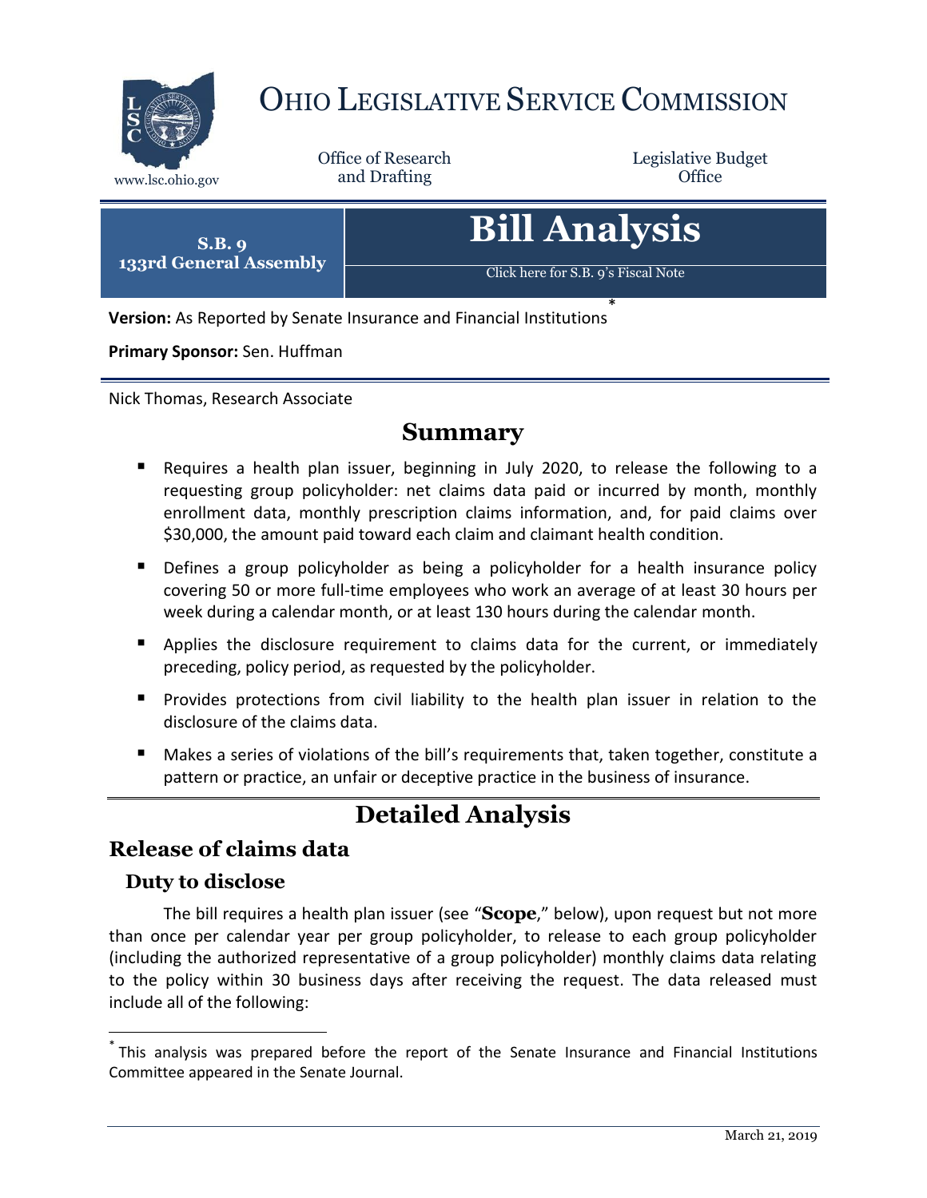OHIO LEGISLATIVE SERVICE COMMISSION

www.lsc.ohio.gov

Office of Research and Drafting

Legislative Budget Office

**S.B. 9**
**133rd General Assembly**

# Bill Analysis

Click here for S.B. 9's Fiscal Note

**Version:** As Reported by Senate Insurance and Financial Institutions*

**Primary Sponsor:** Sen. Huffman

Nick Thomas, Research Associate

## Summary

- Requires a health plan issuer, beginning in July 2020, to release the following to a requesting group policyholder: net claims data paid or incurred by month, monthly enrollment data, monthly prescription claims information, and, for paid claims over $30,000, the amount paid toward each claim and claimant health condition.
- Defines a group policyholder as being a policyholder for a health insurance policy covering 50 or more full-time employees who work an average of at least 30 hours per week during a calendar month, or at least 130 hours during the calendar month.
- Applies the disclosure requirement to claims data for the current, or immediately preceding, policy period, as requested by the policyholder.
- Provides protections from civil liability to the health plan issuer in relation to the disclosure of the claims data.
- Makes a series of violations of the bill's requirements that, taken together, constitute a pattern or practice, an unfair or deceptive practice in the business of insurance.

## Detailed Analysis

### Release of claims data

#### Duty to disclose

The bill requires a health plan issuer (see "**Scope**," below), upon request but not more than once per calendar year per group policyholder, to release to each group policyholder (including the authorized representative of a group policyholder) monthly claims data relating to the policy within 30 business days after receiving the request. The data released must include all of the following:

* This analysis was prepared before the report of the Senate Insurance and Financial Institutions Committee appeared in the Senate Journal.

March 21, 2019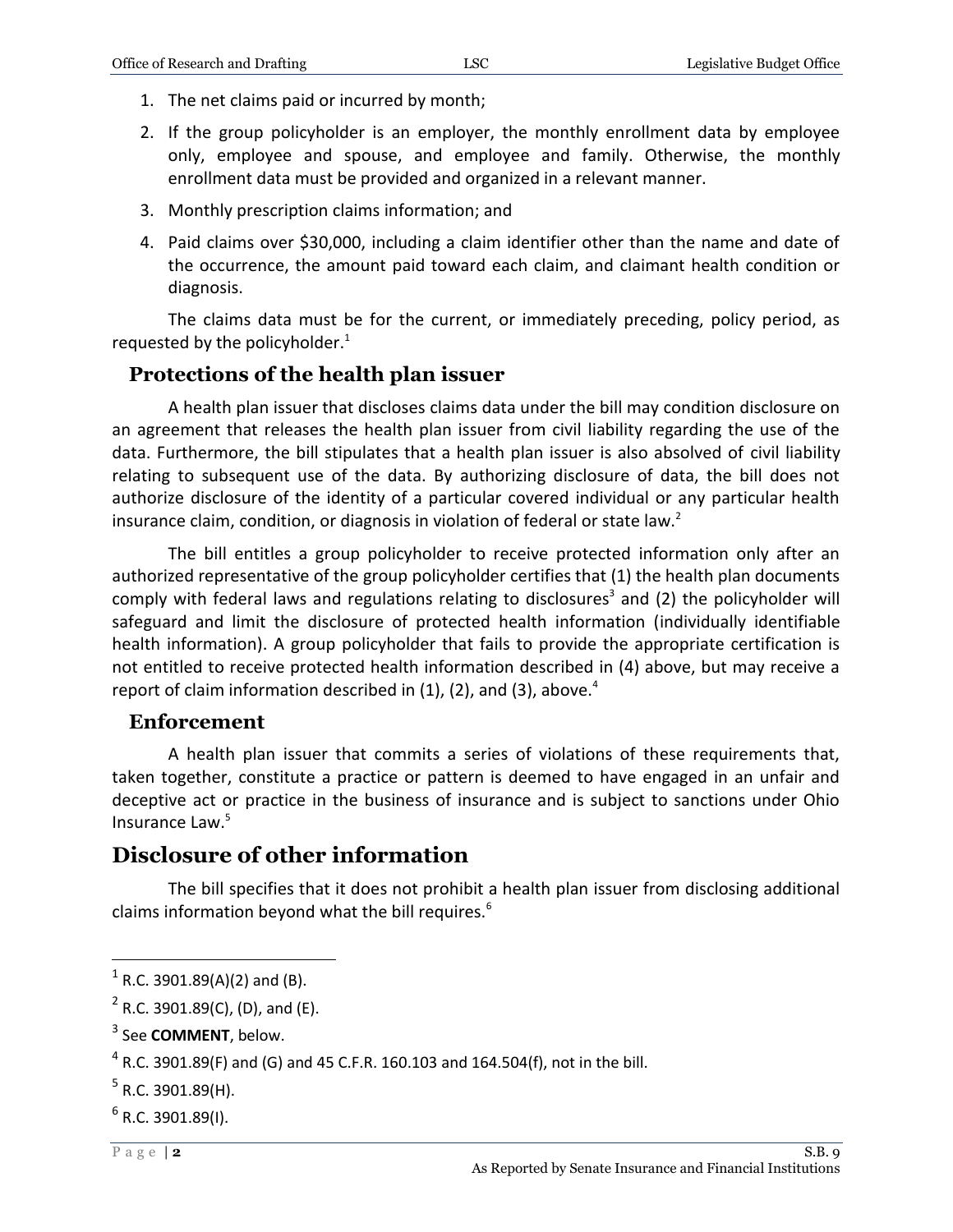1. The net claims paid or incurred by month;
2. If the group policyholder is an employer, the monthly enrollment data by employee only, employee and spouse, and employee and family. Otherwise, the monthly enrollment data must be provided and organized in a relevant manner.
3. Monthly prescription claims information; and
4. Paid claims over $30,000, including a claim identifier other than the name and date of the occurrence, the amount paid toward each claim, and claimant health condition or diagnosis.

The claims data must be for the current, or immediately preceding, policy period, as requested by the policyholder.[1]

### Protections of the health plan issuer

A health plan issuer that discloses claims data under the bill may condition disclosure on an agreement that releases the health plan issuer from civil liability regarding the use of the data. Furthermore, the bill stipulates that a health plan issuer is also absolved of civil liability relating to subsequent use of the data. By authorizing disclosure of data, the bill does not authorize disclosure of the identity of a particular covered individual or any particular health insurance claim, condition, or diagnosis in violation of federal or state law.[2]

The bill entitles a group policyholder to receive protected information only after an authorized representative of the group policyholder certifies that (1) the health plan documents comply with federal laws and regulations relating to disclosures[3] and (2) the policyholder will safeguard and limit the disclosure of protected health information (individually identifiable health information). A group policyholder that fails to provide the appropriate certification is not entitled to receive protected health information described in (4) above, but may receive a report of claim information described in (1), (2), and (3), above.[4]

### Enforcement

A health plan issuer that commits a series of violations of these requirements that, taken together, constitute a practice or pattern is deemed to have engaged in an unfair and deceptive act or practice in the business of insurance and is subject to sanctions under Ohio Insurance Law.[5]

## Disclosure of other information

The bill specifies that it does not prohibit a health plan issuer from disclosing additional claims information beyond what the bill requires.[6]

---

[1] R.C. 3901.89(A)(2) and (B).

[2] R.C. 3901.89(C), (D), and (E).

[3] See **COMMENT**, below.

[4] R.C. 3901.89(F) and (G) and 45 C.F.R. 160.103 and 164.504(f), not in the bill.

[5] R.C. 3901.89(H).

[6] R.C. 3901.89(I).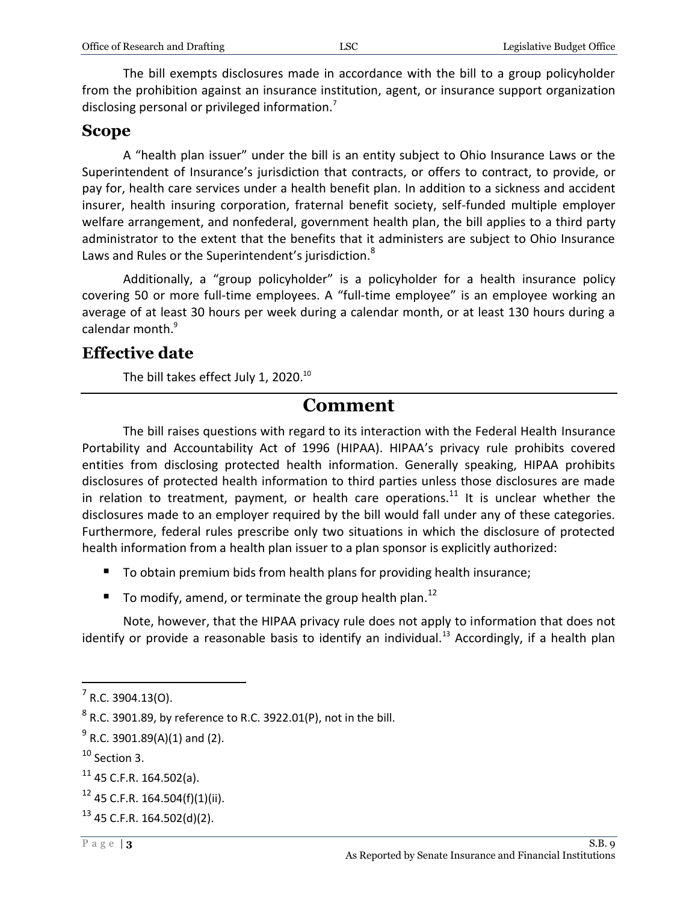The bill exempts disclosures made in accordance with the bill to a group policyholder from the prohibition against an insurance institution, agent, or insurance support organization disclosing personal or privileged information.[7]

## Scope

A "health plan issuer" under the bill is an entity subject to Ohio Insurance Laws or the Superintendent of Insurance's jurisdiction that contracts, or offers to contract, to provide, or pay for, health care services under a health benefit plan. In addition to a sickness and accident insurer, health insuring corporation, fraternal benefit society, self-funded multiple employer welfare arrangement, and nonfederal, government health plan, the bill applies to a third party administrator to the extent that the benefits that it administers are subject to Ohio Insurance Laws and Rules or the Superintendent's jurisdiction.[8]

Additionally, a "group policyholder" is a policyholder for a health insurance policy covering 50 or more full-time employees. A "full-time employee" is an employee working an average of at least 30 hours per week during a calendar month, or at least 130 hours during a calendar month.[9]

## Effective date

The bill takes effect July 1, 2020.[10]

# Comment

The bill raises questions with regard to its interaction with the Federal Health Insurance Portability and Accountability Act of 1996 (HIPAA). HIPAA's privacy rule prohibits covered entities from disclosing protected health information. Generally speaking, HIPAA prohibits disclosures of protected health information to third parties unless those disclosures are made in relation to treatment, payment, or health care operations.[11] It is unclear whether the disclosures made to an employer required by the bill would fall under any of these categories. Furthermore, federal rules prescribe only two situations in which the disclosure of protected health information from a health plan issuer to a plan sponsor is explicitly authorized:

- To obtain premium bids from health plans for providing health insurance;
- To modify, amend, or terminate the group health plan.[12]

Note, however, that the HIPAA privacy rule does not apply to information that does not identify or provide a reasonable basis to identify an individual.[13] Accordingly, if a health plan

---

[7] R.C. 3904.13(O).

[8] R.C. 3901.89, by reference to R.C. 3922.01(P), not in the bill.

[9] R.C. 3901.89(A)(1) and (2).

[10] Section 3.

[11] 45 C.F.R. 164.502(a).

[12] 45 C.F.R. 164.504(f)(1)(ii).

[13] 45 C.F.R. 164.502(d)(2).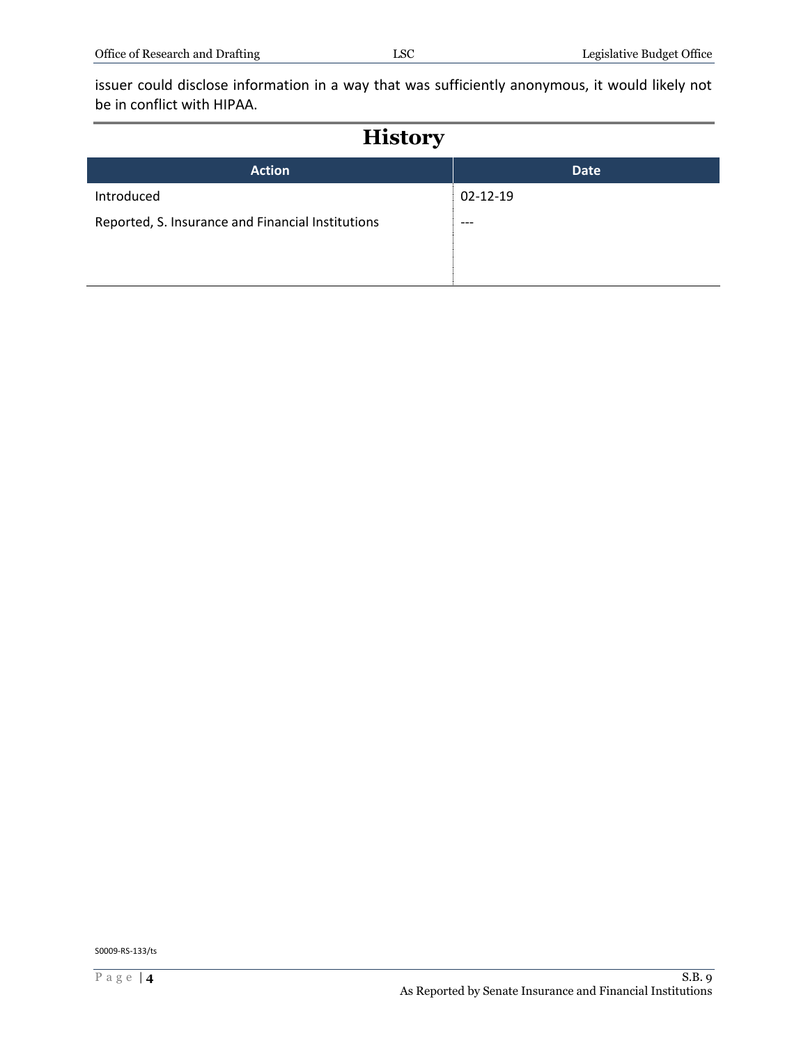issuer could disclose information in a way that was sufficiently anonymous, it would likely not be in conflict with HIPAA.

# History

| Action | Date |
| --- | --- |
| Introduced | 02-12-19 |
| Reported, S. Insurance and Financial Institutions | --- |

S0009-RS-133/ts